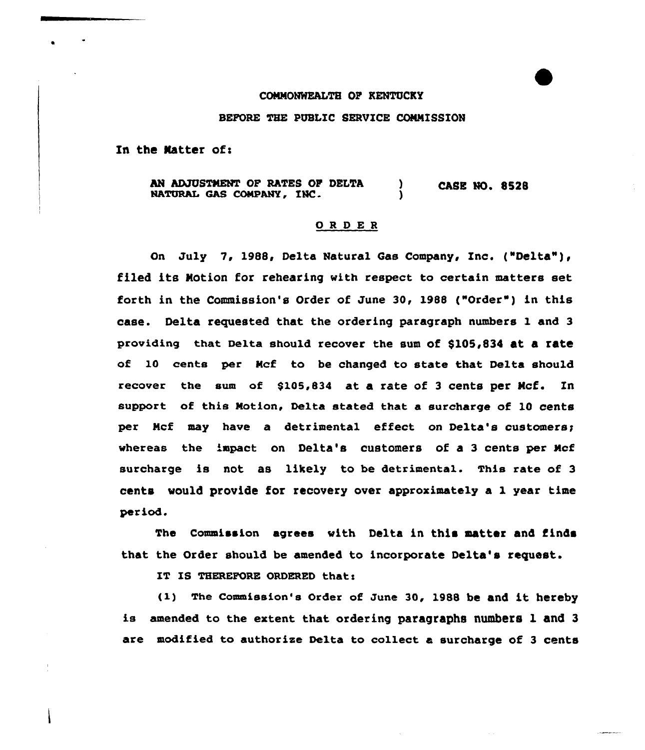COMMONWEALTH OF KENTUCKY

BEFORE THE PUBLIC SERVICE COMMISSION

In the Matter of:

AN ADJUSTMENT OF RATES OF DELTA NATURAL GAS COMPANY, INC. ) CASE NO. 8528

## O R D E R

On July 7, 1988, Delta Natural Gas Company, Inc. ("Delta"), filed its Motion for rehearing with respect to certain matters set forth in the Commission's Order of June 30, 1988 ("Order") in this case. Delta requested that the ordering paragraph numbers 1 and 3 providing that Delta should recover the sum of $105,834 at a rate of 10 cents per Mcf to be changed to state that Delta should recover the sum of $105,834 at a rate of 3 cents per Mcf. In support of this Motion, Delta stated that a surcharge of 10 cents per Mcf may have a detrimental effect on Delta's customers; whereas the impact on Delta's customers of a 3 cents per Mcf surcharge is not as likely to be detrimental. This rate of 3 cents would provide for recovery over approximately a 1 year time period.

The Commission agrees with Delta in this matter and finds that the Order should be amended to incorporate Delta's request.

IT IS THEREFORE ORDERED that:

(1) The Commission's Order of June 30, 1988 be and it hereby is amended to the extent that ordering paragraphs numbers 1 and 3 are modified to authorize Delta to collect a surcharge of 3 cents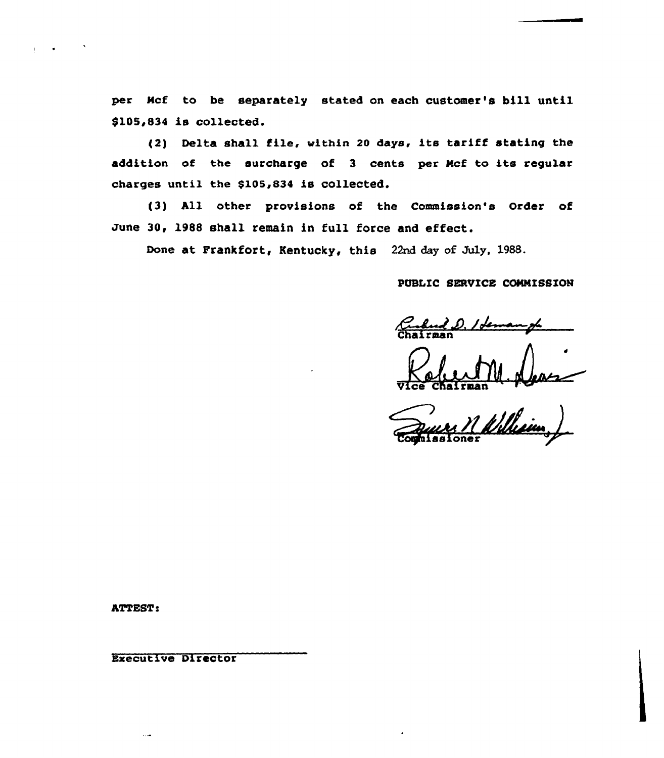per Mcf to be separately stated on each customer's bill until $105,834 is collected.

(2) Delta shall file, within 20 days, its tariff stating the addition of the surcharge of 3 cents per Mcf to its regular charges until the $105,834 is collected.

(3) All other provisions of the Commission's Order of June 30, 1988 shall remain in full force and effect.

Done at Frankfort, Kentucky, this 22nd day of July, 1988.

PUBLIC SERVICE COMMISSION

Chairman

Vice Chairman

Commissioner

ATTEST:

Executive Director